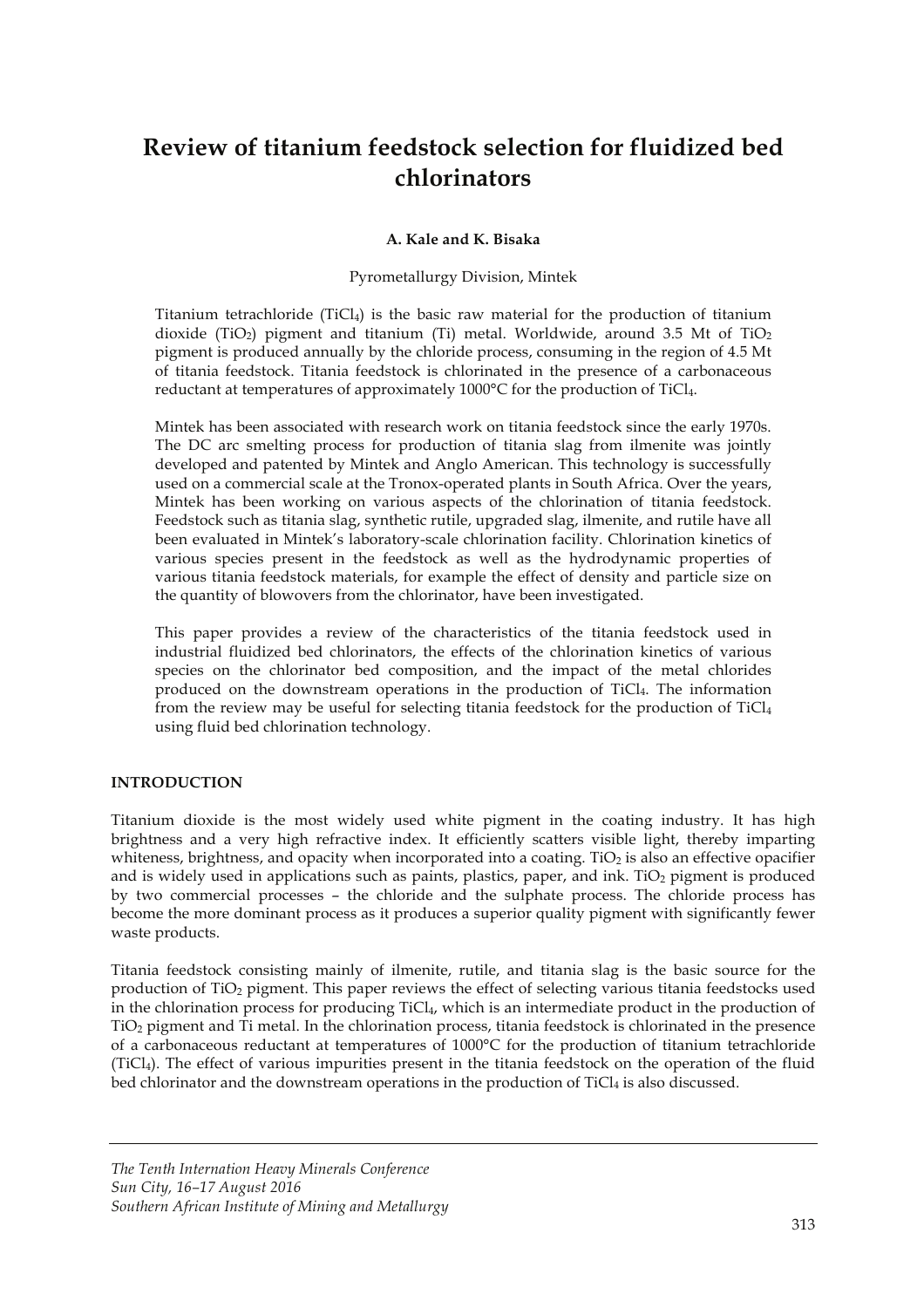# Review of titanium feedstock selection for fluidized bed chlorinators

**A. Kale and K. Bisaka**

Pyrometallurgy Division, Mintek

Titanium tetrachloride ($TiCl_4$) is the basic raw material for the production of titanium dioxide ($TiO_2$) pigment and titanium (Ti) metal. Worldwide, around 3.5 Mt of $TiO_2$ pigment is produced annually by the chloride process, consuming in the region of 4.5 Mt of titania feedstock. Titania feedstock is chlorinated in the presence of a carbonaceous reductant at temperatures of approximately 1000°C for the production of $TiCl_4$.

Mintek has been associated with research work on titania feedstock since the early 1970s. The DC arc smelting process for production of titania slag from ilmenite was jointly developed and patented by Mintek and Anglo American. This technology is successfully used on a commercial scale at the Tronox-operated plants in South Africa. Over the years, Mintek has been working on various aspects of the chlorination of titania feedstock. Feedstock such as titania slag, synthetic rutile, upgraded slag, ilmenite, and rutile have all been evaluated in Mintek's laboratory-scale chlorination facility. Chlorination kinetics of various species present in the feedstock as well as the hydrodynamic properties of various titania feedstock materials, for example the effect of density and particle size on the quantity of blowovers from the chlorinator, have been investigated.

This paper provides a review of the characteristics of the titania feedstock used in industrial fluidized bed chlorinators, the effects of the chlorination kinetics of various species on the chlorinator bed composition, and the impact of the metal chlorides produced on the downstream operations in the production of $TiCl_4$. The information from the review may be useful for selecting titania feedstock for the production of $TiCl_4$ using fluid bed chlorination technology.

## INTRODUCTION

Titanium dioxide is the most widely used white pigment in the coating industry. It has high brightness and a very high refractive index. It efficiently scatters visible light, thereby imparting whiteness, brightness, and opacity when incorporated into a coating. $TiO_2$ is also an effective opacifier and is widely used in applications such as paints, plastics, paper, and ink. $TiO_2$ pigment is produced by two commercial processes – the chloride and the sulphate process. The chloride process has become the more dominant process as it produces a superior quality pigment with significantly fewer waste products.

Titania feedstock consisting mainly of ilmenite, rutile, and titania slag is the basic source for the production of $TiO_2$ pigment. This paper reviews the effect of selecting various titania feedstocks used in the chlorination process for producing $TiCl_4$, which is an intermediate product in the production of $TiO_2$ pigment and Ti metal. In the chlorination process, titania feedstock is chlorinated in the presence of a carbonaceous reductant at temperatures of 1000°C for the production of titanium tetrachloride ($TiCl_4$). The effect of various impurities present in the titania feedstock on the operation of the fluid bed chlorinator and the downstream operations in the production of $TiCl_4$ is also discussed.

*The Tenth Internation Heavy Minerals Conference*
*Sun City, 16–17 August 2016*
*Southern African Institute of Mining and Metallurgy*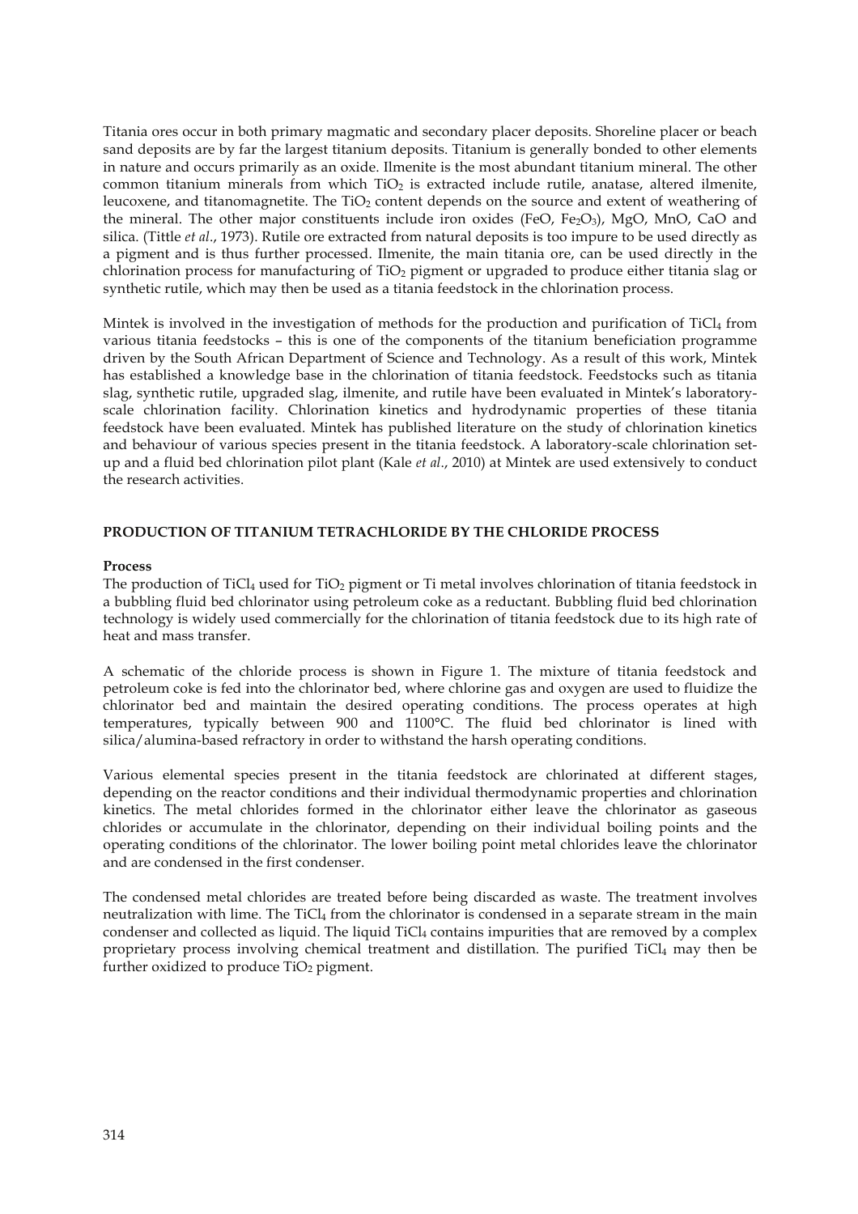Titania ores occur in both primary magmatic and secondary placer deposits. Shoreline placer or beach sand deposits are by far the largest titanium deposits. Titanium is generally bonded to other elements in nature and occurs primarily as an oxide. Ilmenite is the most abundant titanium mineral. The other common titanium minerals from which $TiO_2$ is extracted include rutile, anatase, altered ilmenite, leucoxene, and titanomagnetite. The $TiO_2$ content depends on the source and extent of weathering of the mineral. The other major constituents include iron oxides ($FeO$, $Fe_2O_3$), $MgO$, $MnO$, $CaO$ and silica. (Tittle *et al*., 1973). Rutile ore extracted from natural deposits is too impure to be used directly as a pigment and is thus further processed. Ilmenite, the main titania ore, can be used directly in the chlorination process for manufacturing of $TiO_2$ pigment or upgraded to produce either titania slag or synthetic rutile, which may then be used as a titania feedstock in the chlorination process.

Mintek is involved in the investigation of methods for the production and purification of $TiCl_4$ from various titania feedstocks – this is one of the components of the titanium beneficiation programme driven by the South African Department of Science and Technology. As a result of this work, Mintek has established a knowledge base in the chlorination of titania feedstock. Feedstocks such as titania slag, synthetic rutile, upgraded slag, ilmenite, and rutile have been evaluated in Mintek's laboratory-scale chlorination facility. Chlorination kinetics and hydrodynamic properties of these titania feedstock have been evaluated. Mintek has published literature on the study of chlorination kinetics and behaviour of various species present in the titania feedstock. A laboratory-scale chlorination set-up and a fluid bed chlorination pilot plant (Kale *et al*., 2010) at Mintek are used extensively to conduct the research activities.

## PRODUCTION OF TITANIUM TETRACHLORIDE BY THE CHLORIDE PROCESS

### Process

The production of $TiCl_4$ used for $TiO_2$ pigment or Ti metal involves chlorination of titania feedstock in a bubbling fluid bed chlorinator using petroleum coke as a reductant. Bubbling fluid bed chlorination technology is widely used commercially for the chlorination of titania feedstock due to its high rate of heat and mass transfer.

A schematic of the chloride process is shown in Figure 1. The mixture of titania feedstock and petroleum coke is fed into the chlorinator bed, where chlorine gas and oxygen are used to fluidize the chlorinator bed and maintain the desired operating conditions. The process operates at high temperatures, typically between 900 and 1100°C. The fluid bed chlorinator is lined with silica/alumina-based refractory in order to withstand the harsh operating conditions.

Various elemental species present in the titania feedstock are chlorinated at different stages, depending on the reactor conditions and their individual thermodynamic properties and chlorination kinetics. The metal chlorides formed in the chlorinator either leave the chlorinator as gaseous chlorides or accumulate in the chlorinator, depending on their individual boiling points and the operating conditions of the chlorinator. The lower boiling point metal chlorides leave the chlorinator and are condensed in the first condenser.

The condensed metal chlorides are treated before being discarded as waste. The treatment involves neutralization with lime. The $TiCl_4$ from the chlorinator is condensed in a separate stream in the main condenser and collected as liquid. The liquid $TiCl_4$ contains impurities that are removed by a complex proprietary process involving chemical treatment and distillation. The purified $TiCl_4$ may then be further oxidized to produce $TiO_2$ pigment.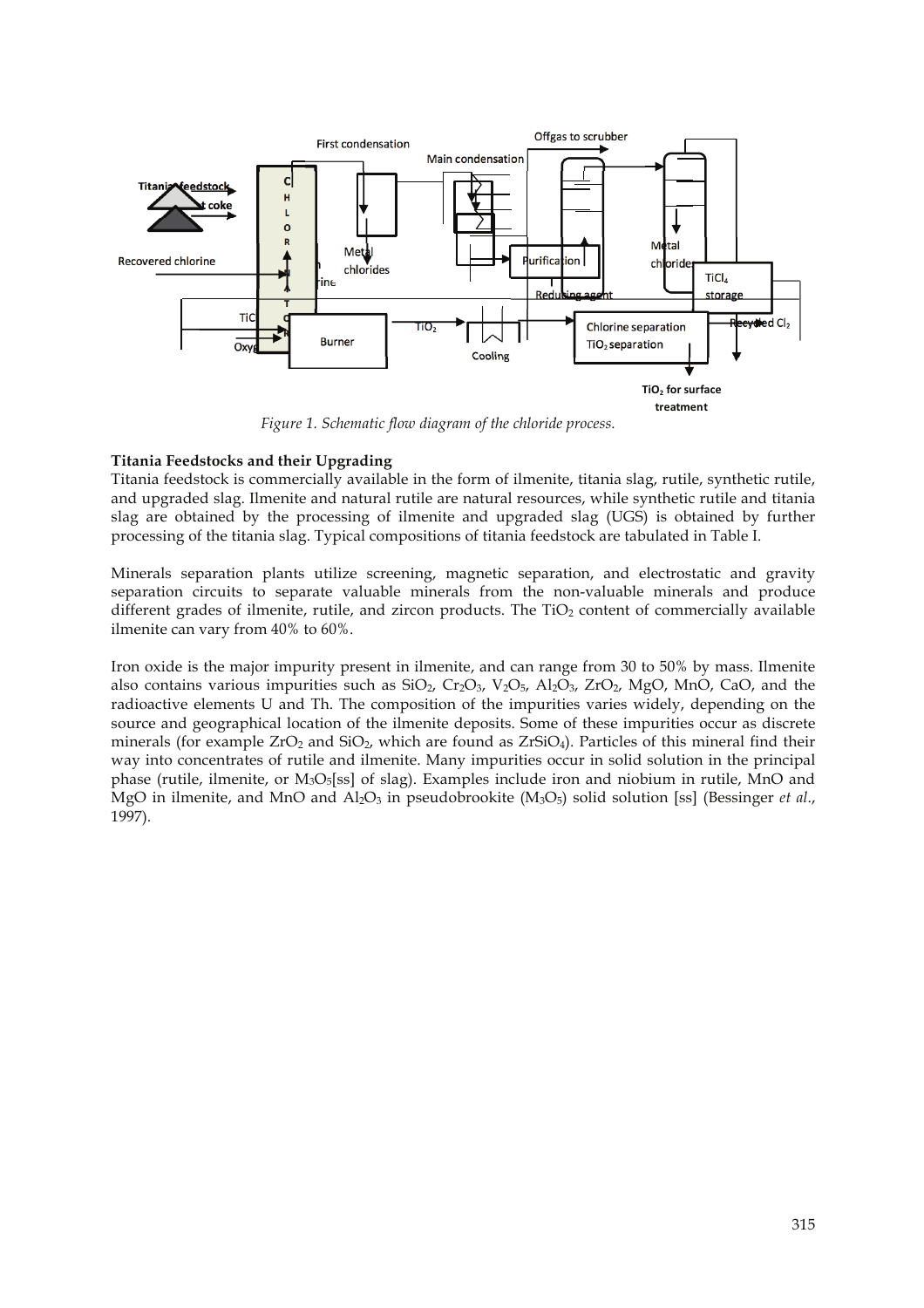*Figure 1. Schematic flow diagram of the chloride process.*

**Titania Feedstocks and their Upgrading**

Titania feedstock is commercially available in the form of ilmenite, titania slag, rutile, synthetic rutile, and upgraded slag. Ilmenite and natural rutile are natural resources, while synthetic rutile and titania slag are obtained by the processing of ilmenite and upgraded slag (UGS) is obtained by further processing of the titania slag. Typical compositions of titania feedstock are tabulated in Table I.

Minerals separation plants utilize screening, magnetic separation, and electrostatic and gravity separation circuits to separate valuable minerals from the non-valuable minerals and produce different grades of ilmenite, rutile, and zircon products. The $TiO_2$ content of commercially available ilmenite can vary from 40% to 60%.

Iron oxide is the major impurity present in ilmenite, and can range from 30 to 50% by mass. Ilmenite also contains various impurities such as $SiO_2$, $Cr_2O_3$, $V_2O_5$, $Al_2O_3$, $ZrO_2$, MgO, MnO, CaO, and the radioactive elements U and Th. The composition of the impurities varies widely, depending on the source and geographical location of the ilmenite deposits. Some of these impurities occur as discrete minerals (for example $ZrO_2$ and $SiO_2$, which are found as $ZrSiO_4$). Particles of this mineral find their way into concentrates of rutile and ilmenite. Many impurities occur in solid solution in the principal phase (rutile, ilmenite, or $M_3O_5$[ss] of slag). Examples include iron and niobium in rutile, MnO and MgO in ilmenite, and MnO and $Al_2O_3$ in pseudobrookite ($M_3O_5$) solid solution [ss] (Bessinger *et al.*, 1997).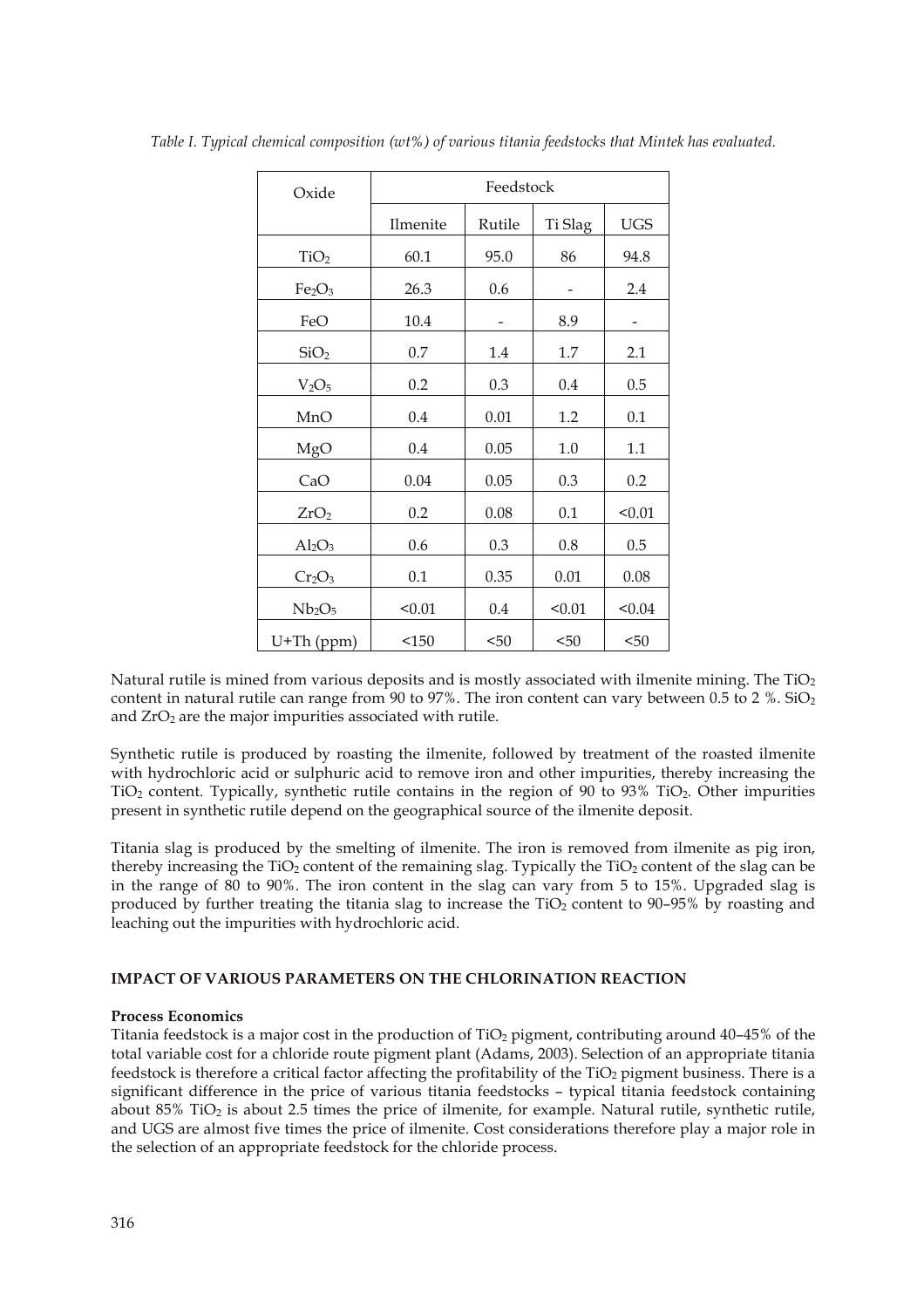*Table I. Typical chemical composition (wt%) of various titania feedstocks that Mintek has evaluated.*

| Oxide | Feedstock | | | |
|---|---|---|---|---|
| | Ilmenite | Rutile | Ti Slag | UGS |
| $TiO_2$ | 60.1 | 95.0 | 86 | 94.8 |
| $Fe_2O_3$ | 26.3 | 0.6 | - | 2.4 |
| FeO | 10.4 | - | 8.9 | - |
| $SiO_2$ | 0.7 | 1.4 | 1.7 | 2.1 |
| $V_2O_5$ | 0.2 | 0.3 | 0.4 | 0.5 |
| MnO | 0.4 | 0.01 | 1.2 | 0.1 |
| MgO | 0.4 | 0.05 | 1.0 | 1.1 |
| CaO | 0.04 | 0.05 | 0.3 | 0.2 |
| $ZrO_2$ | 0.2 | 0.08 | 0.1 | <0.01 |
| $Al_2O_3$ | 0.6 | 0.3 | 0.8 | 0.5 |
| $Cr_2O_3$ | 0.1 | 0.35 | 0.01 | 0.08 |
| $Nb_2O_5$ | <0.01 | 0.4 | <0.01 | <0.04 |
| U+Th (ppm) | <150 | <50 | <50 | <50 |

Natural rutile is mined from various deposits and is mostly associated with ilmenite mining. The $TiO_2$ content in natural rutile can range from 90 to 97%. The iron content can vary between 0.5 to 2 %. $SiO_2$ and $ZrO_2$ are the major impurities associated with rutile.

Synthetic rutile is produced by roasting the ilmenite, followed by treatment of the roasted ilmenite with hydrochloric acid or sulphuric acid to remove iron and other impurities, thereby increasing the $TiO_2$ content. Typically, synthetic rutile contains in the region of 90 to 93% $TiO_2$. Other impurities present in synthetic rutile depend on the geographical source of the ilmenite deposit.

Titania slag is produced by the smelting of ilmenite. The iron is removed from ilmenite as pig iron, thereby increasing the $TiO_2$ content of the remaining slag. Typically the $TiO_2$ content of the slag can be in the range of 80 to 90%. The iron content in the slag can vary from 5 to 15%. Upgraded slag is produced by further treating the titania slag to increase the $TiO_2$ content to 90–95% by roasting and leaching out the impurities with hydrochloric acid.

## IMPACT OF VARIOUS PARAMETERS ON THE CHLORINATION REACTION

**Process Economics**

Titania feedstock is a major cost in the production of $TiO_2$ pigment, contributing around 40–45% of the total variable cost for a chloride route pigment plant (Adams, 2003). Selection of an appropriate titania feedstock is therefore a critical factor affecting the profitability of the $TiO_2$ pigment business. There is a significant difference in the price of various titania feedstocks – typical titania feedstock containing about 85% $TiO_2$ is about 2.5 times the price of ilmenite, for example. Natural rutile, synthetic rutile, and UGS are almost five times the price of ilmenite. Cost considerations therefore play a major role in the selection of an appropriate feedstock for the chloride process.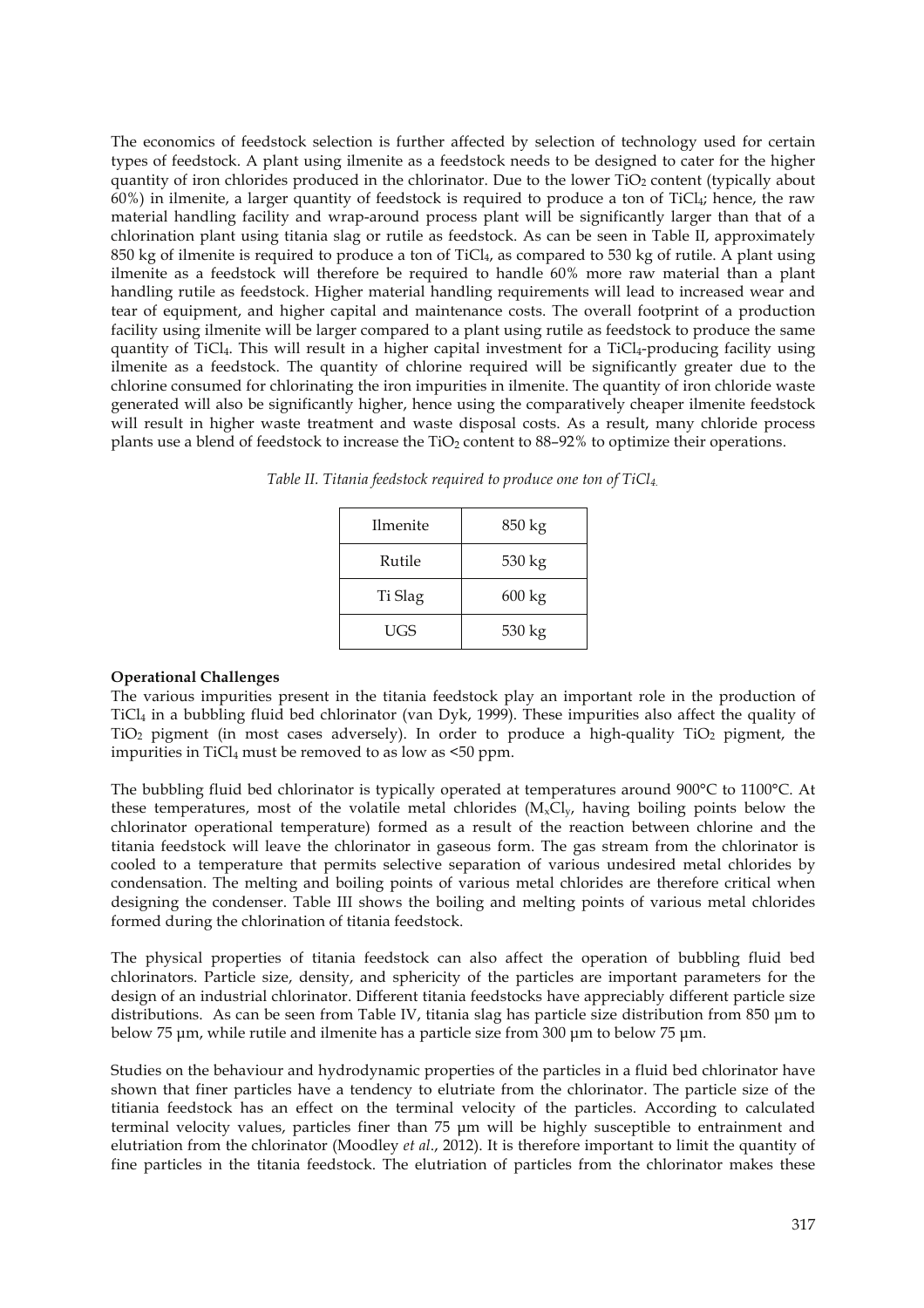The economics of feedstock selection is further affected by selection of technology used for certain types of feedstock. A plant using ilmenite as a feedstock needs to be designed to cater for the higher quantity of iron chlorides produced in the chlorinator. Due to the lower $TiO_2$ content (typically about 60%) in ilmenite, a larger quantity of feedstock is required to produce a ton of $TiCl_4$; hence, the raw material handling facility and wrap-around process plant will be significantly larger than that of a chlorination plant using titania slag or rutile as feedstock. As can be seen in Table II, approximately 850 kg of ilmenite is required to produce a ton of $TiCl_4$, as compared to 530 kg of rutile. A plant using ilmenite as a feedstock will therefore be required to handle 60% more raw material than a plant handling rutile as feedstock. Higher material handling requirements will lead to increased wear and tear of equipment, and higher capital and maintenance costs. The overall footprint of a production facility using ilmenite will be larger compared to a plant using rutile as feedstock to produce the same quantity of $TiCl_4$. This will result in a higher capital investment for a $TiCl_4$-producing facility using ilmenite as a feedstock. The quantity of chlorine required will be significantly greater due to the chlorine consumed for chlorinating the iron impurities in ilmenite. The quantity of iron chloride waste generated will also be significantly higher, hence using the comparatively cheaper ilmenite feedstock will result in higher waste treatment and waste disposal costs. As a result, many chloride process plants use a blend of feedstock to increase the $TiO_2$ content to 88–92% to optimize their operations.

*Table II. Titania feedstock required to produce one ton of $TiCl_4$.*

| | |
|---|---|
| Ilmenite | 850 kg |
| Rutile | 530 kg |
| Ti Slag | 600 kg |
| UGS | 530 kg |

**Operational Challenges**

The various impurities present in the titania feedstock play an important role in the production of $TiCl_4$ in a bubbling fluid bed chlorinator (van Dyk, 1999). These impurities also affect the quality of $TiO_2$ pigment (in most cases adversely). In order to produce a high-quality $TiO_2$ pigment, the impurities in $TiCl_4$ must be removed to as low as <50 ppm.

The bubbling fluid bed chlorinator is typically operated at temperatures around 900°C to 1100°C. At these temperatures, most of the volatile metal chlorides ($M_xCl_y$, having boiling points below the chlorinator operational temperature) formed as a result of the reaction between chlorine and the titania feedstock will leave the chlorinator in gaseous form. The gas stream from the chlorinator is cooled to a temperature that permits selective separation of various undesired metal chlorides by condensation. The melting and boiling points of various metal chlorides are therefore critical when designing the condenser. Table III shows the boiling and melting points of various metal chlorides formed during the chlorination of titania feedstock.

The physical properties of titania feedstock can also affect the operation of bubbling fluid bed chlorinators. Particle size, density, and sphericity of the particles are important parameters for the design of an industrial chlorinator. Different titania feedstocks have appreciably different particle size distributions. As can be seen from Table IV, titania slag has particle size distribution from 850 μm to below 75 μm, while rutile and ilmenite has a particle size from 300 μm to below 75 μm.

Studies on the behaviour and hydrodynamic properties of the particles in a fluid bed chlorinator have shown that finer particles have a tendency to elutriate from the chlorinator. The particle size of the titiania feedstock has an effect on the terminal velocity of the particles. According to calculated terminal velocity values, particles finer than 75 μm will be highly susceptible to entrainment and elutriation from the chlorinator (Moodley *et al*., 2012). It is therefore important to limit the quantity of fine particles in the titania feedstock. The elutriation of particles from the chlorinator makes these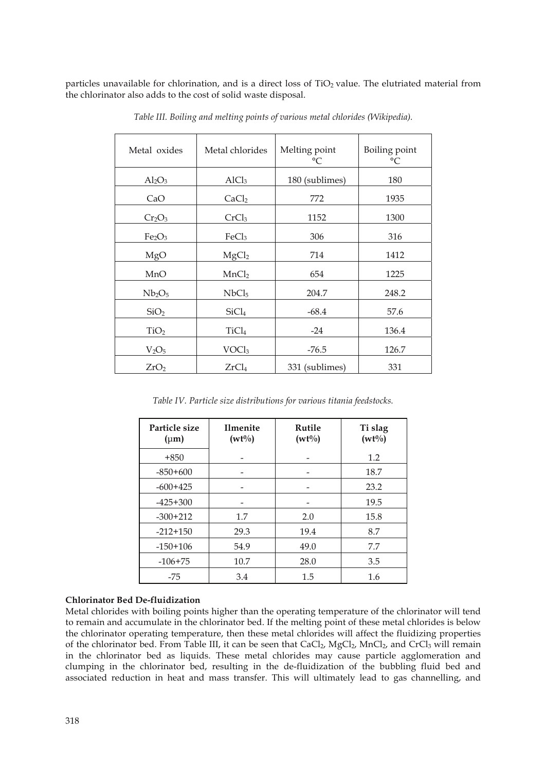particles unavailable for chlorination, and is a direct loss of $TiO_2$ value. The elutriated material from the chlorinator also adds to the cost of solid waste disposal.

*Table III. Boiling and melting points of various metal chlorides (Wikipedia).*

| Metal oxides | Metal chlorides | Melting point °C | Boiling point °C |
|---|---|---|---|
| $Al_2O_3$ | $AlCl_3$ | 180 (sublimes) | 180 |
| CaO | $CaCl_2$ | 772 | 1935 |
| $Cr_2O_3$ | $CrCl_3$ | 1152 | 1300 |
| $Fe_2O_3$ | $FeCl_3$ | 306 | 316 |
| MgO | $MgCl_2$ | 714 | 1412 |
| MnO | $MnCl_2$ | 654 | 1225 |
| $Nb_2O_5$ | $NbCl_5$ | 204.7 | 248.2 |
| $SiO_2$ | $SiCl_4$ | -68.4 | 57.6 |
| $TiO_2$ | $TiCl_4$ | -24 | 136.4 |
| $V_2O_5$ | $VOCl_3$ | -76.5 | 126.7 |
| $ZrO_2$ | $ZrCl_4$ | 331 (sublimes) | 331 |

*Table IV. Particle size distributions for various titania feedstocks.*

| Particle size (μm) | Ilmenite (wt%) | Rutile (wt%) | Ti slag (wt%) |
|---|---|---|---|
| +850 | - | - | 1.2 |
| -850+600 | - | - | 18.7 |
| -600+425 | - | - | 23.2 |
| -425+300 | - | - | 19.5 |
| -300+212 | 1.7 | 2.0 | 15.8 |
| -212+150 | 29.3 | 19.4 | 8.7 |
| -150+106 | 54.9 | 49.0 | 7.7 |
| -106+75 | 10.7 | 28.0 | 3.5 |
| -75 | 3.4 | 1.5 | 1.6 |

**Chlorinator Bed De-fluidization**

Metal chlorides with boiling points higher than the operating temperature of the chlorinator will tend to remain and accumulate in the chlorinator bed. If the melting point of these metal chlorides is below the chlorinator operating temperature, then these metal chlorides will affect the fluidizing properties of the chlorinator bed. From Table III, it can be seen that $CaCl_2$, $MgCl_2$, $MnCl_2$, and $CrCl_3$ will remain in the chlorinator bed as liquids. These metal chlorides may cause particle agglomeration and clumping in the chlorinator bed, resulting in the de-fluidization of the bubbling fluid bed and associated reduction in heat and mass transfer. This will ultimately lead to gas channelling, and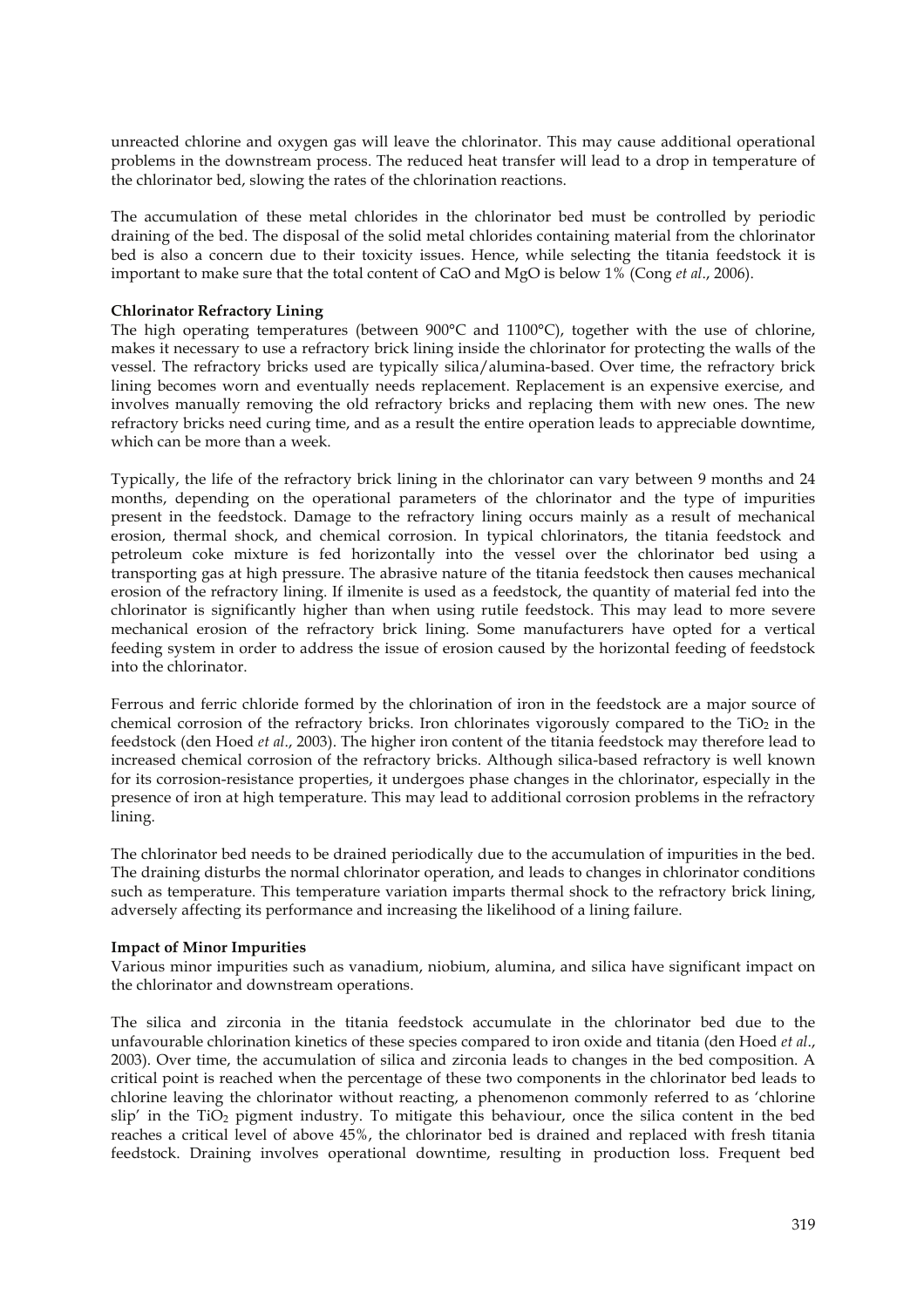unreacted chlorine and oxygen gas will leave the chlorinator. This may cause additional operational problems in the downstream process. The reduced heat transfer will lead to a drop in temperature of the chlorinator bed, slowing the rates of the chlorination reactions.

The accumulation of these metal chlorides in the chlorinator bed must be controlled by periodic draining of the bed. The disposal of the solid metal chlorides containing material from the chlorinator bed is also a concern due to their toxicity issues. Hence, while selecting the titania feedstock it is important to make sure that the total content of CaO and MgO is below 1% (Cong *et al*., 2006).

**Chlorinator Refractory Lining**

The high operating temperatures (between 900°C and 1100°C), together with the use of chlorine, makes it necessary to use a refractory brick lining inside the chlorinator for protecting the walls of the vessel. The refractory bricks used are typically silica/alumina-based. Over time, the refractory brick lining becomes worn and eventually needs replacement. Replacement is an expensive exercise, and involves manually removing the old refractory bricks and replacing them with new ones. The new refractory bricks need curing time, and as a result the entire operation leads to appreciable downtime, which can be more than a week.

Typically, the life of the refractory brick lining in the chlorinator can vary between 9 months and 24 months, depending on the operational parameters of the chlorinator and the type of impurities present in the feedstock. Damage to the refractory lining occurs mainly as a result of mechanical erosion, thermal shock, and chemical corrosion. In typical chlorinators, the titania feedstock and petroleum coke mixture is fed horizontally into the vessel over the chlorinator bed using a transporting gas at high pressure. The abrasive nature of the titania feedstock then causes mechanical erosion of the refractory lining. If ilmenite is used as a feedstock, the quantity of material fed into the chlorinator is significantly higher than when using rutile feedstock. This may lead to more severe mechanical erosion of the refractory brick lining. Some manufacturers have opted for a vertical feeding system in order to address the issue of erosion caused by the horizontal feeding of feedstock into the chlorinator.

Ferrous and ferric chloride formed by the chlorination of iron in the feedstock are a major source of chemical corrosion of the refractory bricks. Iron chlorinates vigorously compared to the $TiO_2$ in the feedstock (den Hoed *et al*., 2003). The higher iron content of the titania feedstock may therefore lead to increased chemical corrosion of the refractory bricks. Although silica-based refractory is well known for its corrosion-resistance properties, it undergoes phase changes in the chlorinator, especially in the presence of iron at high temperature. This may lead to additional corrosion problems in the refractory lining.

The chlorinator bed needs to be drained periodically due to the accumulation of impurities in the bed. The draining disturbs the normal chlorinator operation, and leads to changes in chlorinator conditions such as temperature. This temperature variation imparts thermal shock to the refractory brick lining, adversely affecting its performance and increasing the likelihood of a lining failure.

**Impact of Minor Impurities**

Various minor impurities such as vanadium, niobium, alumina, and silica have significant impact on the chlorinator and downstream operations.

The silica and zirconia in the titania feedstock accumulate in the chlorinator bed due to the unfavourable chlorination kinetics of these species compared to iron oxide and titania (den Hoed *et al*., 2003). Over time, the accumulation of silica and zirconia leads to changes in the bed composition. A critical point is reached when the percentage of these two components in the chlorinator bed leads to chlorine leaving the chlorinator without reacting, a phenomenon commonly referred to as 'chlorine slip' in the $TiO_2$ pigment industry. To mitigate this behaviour, once the silica content in the bed reaches a critical level of above 45%, the chlorinator bed is drained and replaced with fresh titania feedstock. Draining involves operational downtime, resulting in production loss. Frequent bed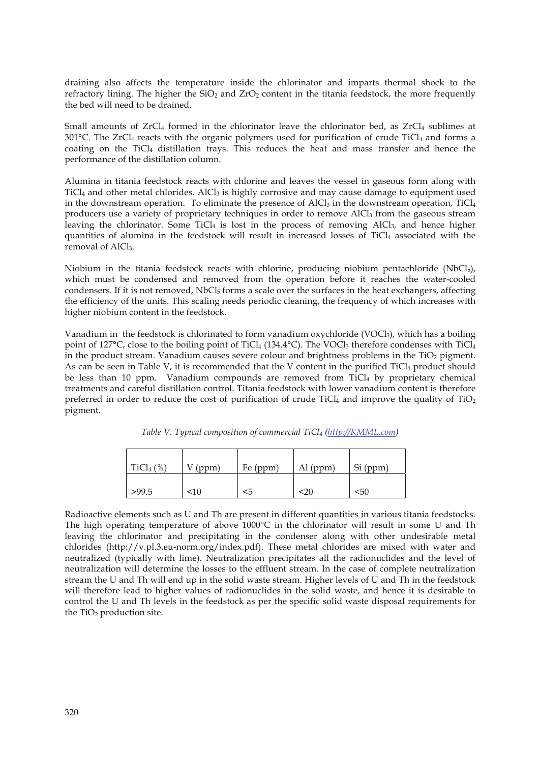draining also affects the temperature inside the chlorinator and imparts thermal shock to the refractory lining. The higher the $SiO_2$ and $ZrO_2$ content in the titania feedstock, the more frequently the bed will need to be drained.

Small amounts of $ZrCl_4$ formed in the chlorinator leave the chlorinator bed, as $ZrCl_4$ sublimes at 301°C. The $ZrCl_4$ reacts with the organic polymers used for purification of crude $TiCl_4$ and forms a coating on the $TiCl_4$ distillation trays. This reduces the heat and mass transfer and hence the performance of the distillation column.

Alumina in titania feedstock reacts with chlorine and leaves the vessel in gaseous form along with $TiCl_4$ and other metal chlorides. $AlCl_3$ is highly corrosive and may cause damage to equipment used in the downstream operation. To eliminate the presence of $AlCl_3$ in the downstream operation, $TiCl_4$ producers use a variety of proprietary techniques in order to remove $AlCl_3$ from the gaseous stream leaving the chlorinator. Some $TiCl_4$ is lost in the process of removing $AlCl_3$, and hence higher quantities of alumina in the feedstock will result in increased losses of $TiCl_4$ associated with the removal of $AlCl_3$.

Niobium in the titania feedstock reacts with chlorine, producing niobium pentachloride ($NbCl_5$), which must be condensed and removed from the operation before it reaches the water-cooled condensers. If it is not removed, $NbCl_5$ forms a scale over the surfaces in the heat exchangers, affecting the efficiency of the units. This scaling needs periodic cleaning, the frequency of which increases with higher niobium content in the feedstock.

Vanadium in the feedstock is chlorinated to form vanadium oxychloride ($VOCl_3$), which has a boiling point of 127°C, close to the boiling point of $TiCl_4$ (134.4°C). The $VOCl_3$ therefore condenses with $TiCl_4$ in the product stream. Vanadium causes severe colour and brightness problems in the $TiO_2$ pigment. As can be seen in Table V, it is recommended that the V content in the purified $TiCl_4$ product should be less than 10 ppm. Vanadium compounds are removed from $TiCl_4$ by proprietary chemical treatments and careful distillation control. Titania feedstock with lower vanadium content is therefore preferred in order to reduce the cost of purification of crude $TiCl_4$ and improve the quality of $TiO_2$ pigment.

*Table V. Typical composition of commercial $TiCl_4$ (http://KMML.com)*

| $TiCl_4$ (%) | V (ppm) | Fe (ppm) | Al (ppm) | Si (ppm) |
|---|---|---|---|---|
| >99.5 | <10 | <5 | <20 | <50 |

Radioactive elements such as U and Th are present in different quantities in various titania feedstocks. The high operating temperature of above 1000°C in the chlorinator will result in some U and Th leaving the chlorinator and precipitating in the condenser along with other undesirable metal chlorides (http://v.pl.3.eu-norm.org/index.pdf). These metal chlorides are mixed with water and neutralized (typically with lime). Neutralization precipitates all the radionuclides and the level of neutralization will determine the losses to the effluent stream. In the case of complete neutralization stream the U and Th will end up in the solid waste stream. Higher levels of U and Th in the feedstock will therefore lead to higher values of radionuclides in the solid waste, and hence it is desirable to control the U and Th levels in the feedstock as per the specific solid waste disposal requirements for the $TiO_2$ production site.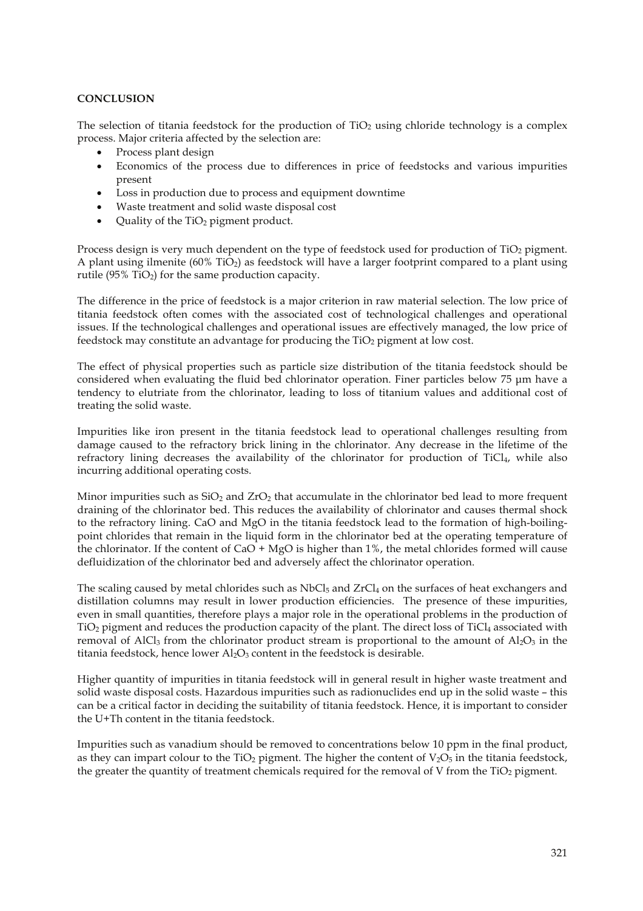**CONCLUSION**

The selection of titania feedstock for the production of $TiO_2$ using chloride technology is a complex process. Major criteria affected by the selection are:

- Process plant design
- Economics of the process due to differences in price of feedstocks and various impurities present
- Loss in production due to process and equipment downtime
- Waste treatment and solid waste disposal cost
- Quality of the $TiO_2$ pigment product.

Process design is very much dependent on the type of feedstock used for production of $TiO_2$ pigment. A plant using ilmenite (60% $TiO_2$) as feedstock will have a larger footprint compared to a plant using rutile (95% $TiO_2$) for the same production capacity.

The difference in the price of feedstock is a major criterion in raw material selection. The low price of titania feedstock often comes with the associated cost of technological challenges and operational issues. If the technological challenges and operational issues are effectively managed, the low price of feedstock may constitute an advantage for producing the $TiO_2$ pigment at low cost.

The effect of physical properties such as particle size distribution of the titania feedstock should be considered when evaluating the fluid bed chlorinator operation. Finer particles below 75 µm have a tendency to elutriate from the chlorinator, leading to loss of titanium values and additional cost of treating the solid waste.

Impurities like iron present in the titania feedstock lead to operational challenges resulting from damage caused to the refractory brick lining in the chlorinator. Any decrease in the lifetime of the refractory lining decreases the availability of the chlorinator for production of $TiCl_4$, while also incurring additional operating costs.

Minor impurities such as $SiO_2$ and $ZrO_2$ that accumulate in the chlorinator bed lead to more frequent draining of the chlorinator bed. This reduces the availability of chlorinator and causes thermal shock to the refractory lining. CaO and MgO in the titania feedstock lead to the formation of high-boiling-point chlorides that remain in the liquid form in the chlorinator bed at the operating temperature of the chlorinator. If the content of CaO + MgO is higher than 1%, the metal chlorides formed will cause defluidization of the chlorinator bed and adversely affect the chlorinator operation.

The scaling caused by metal chlorides such as $NbCl_5$ and $ZrCl_4$ on the surfaces of heat exchangers and distillation columns may result in lower production efficiencies. The presence of these impurities, even in small quantities, therefore plays a major role in the operational problems in the production of $TiO_2$ pigment and reduces the production capacity of the plant. The direct loss of $TiCl_4$ associated with removal of $AlCl_3$ from the chlorinator product stream is proportional to the amount of $Al_2O_3$ in the titania feedstock, hence lower $Al_2O_3$ content in the feedstock is desirable.

Higher quantity of impurities in titania feedstock will in general result in higher waste treatment and solid waste disposal costs. Hazardous impurities such as radionuclides end up in the solid waste – this can be a critical factor in deciding the suitability of titania feedstock. Hence, it is important to consider the U+Th content in the titania feedstock.

Impurities such as vanadium should be removed to concentrations below 10 ppm in the final product, as they can impart colour to the $TiO_2$ pigment. The higher the content of $V_2O_5$ in the titania feedstock, the greater the quantity of treatment chemicals required for the removal of V from the $TiO_2$ pigment.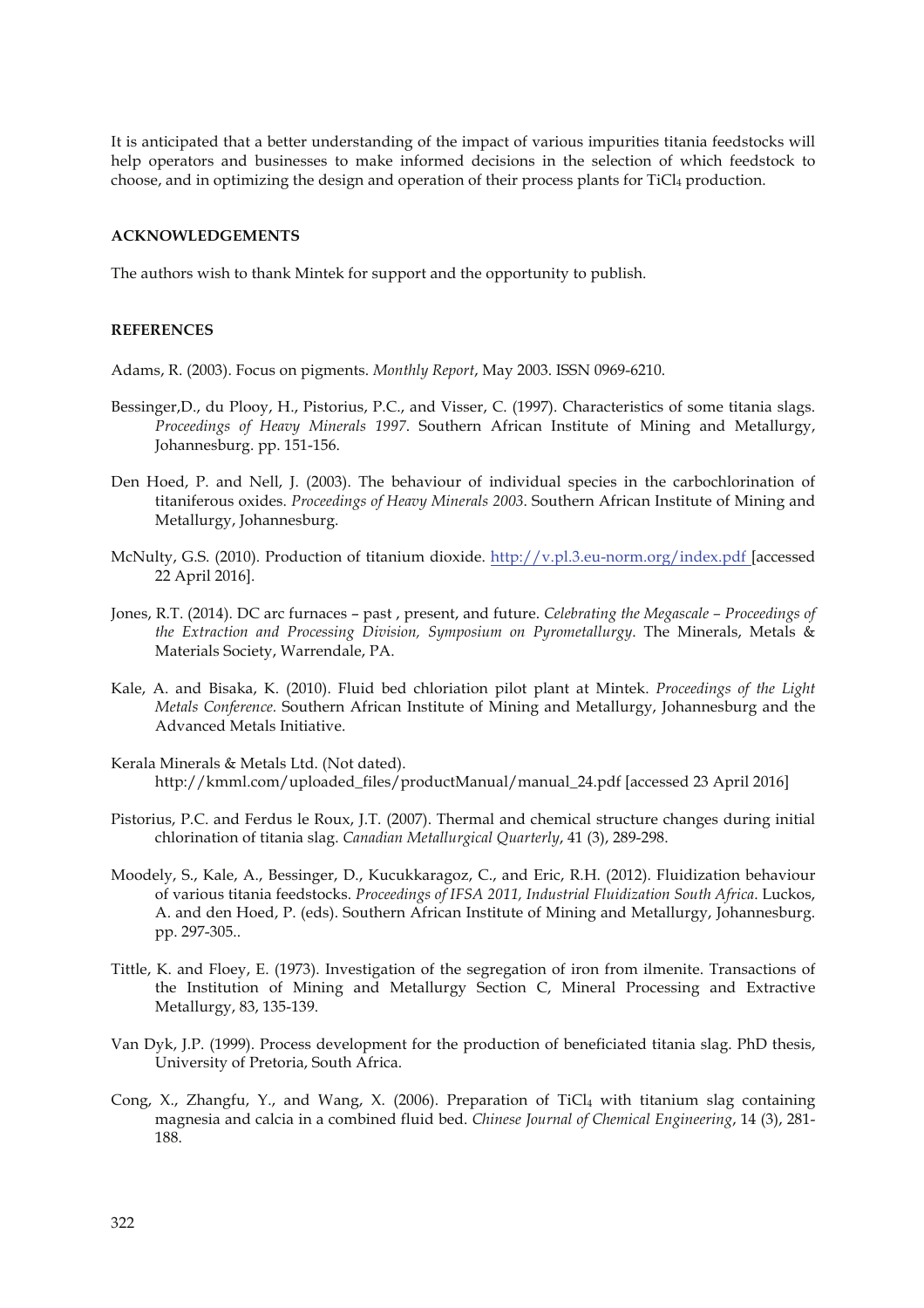It is anticipated that a better understanding of the impact of various impurities titania feedstocks will help operators and businesses to make informed decisions in the selection of which feedstock to choose, and in optimizing the design and operation of their process plants for $TiCl_4$ production.

## ACKNOWLEDGEMENTS

The authors wish to thank Mintek for support and the opportunity to publish.

## REFERENCES

Adams, R. (2003). Focus on pigments. *Monthly Report*, May 2003. ISSN 0969-6210.

Bessinger,D., du Plooy, H., Pistorius, P.C., and Visser, C. (1997). Characteristics of some titania slags. *Proceedings of Heavy Minerals 1997*. Southern African Institute of Mining and Metallurgy, Johannesburg. pp. 151-156.

Den Hoed, P. and Nell, J. (2003). The behaviour of individual species in the carbochlorination of titaniferous oxides. *Proceedings of Heavy Minerals 2003*. Southern African Institute of Mining and Metallurgy, Johannesburg.

McNulty, G.S. (2010). Production of titanium dioxide. http://v.pl.3.eu-norm.org/index.pdf [accessed 22 April 2016].

Jones, R.T. (2014). DC arc furnaces – past , present, and future. *Celebrating the Megascale – Proceedings of the Extraction and Processing Division, Symposium on Pyrometallurgy*. The Minerals, Metals & Materials Society, Warrendale, PA.

Kale, A. and Bisaka, K. (2010). Fluid bed chloriation pilot plant at Mintek. *Proceedings of the Light Metals Conference*. Southern African Institute of Mining and Metallurgy, Johannesburg and the Advanced Metals Initiative.

Kerala Minerals & Metals Ltd. (Not dated). http://kmml.com/uploaded_files/productManual/manual_24.pdf [accessed 23 April 2016]

Pistorius, P.C. and Ferdus le Roux, J.T. (2007). Thermal and chemical structure changes during initial chlorination of titania slag. *Canadian Metallurgical Quarterly*, 41 (3), 289-298.

Moodely, S., Kale, A., Bessinger, D., Kucukkaragoz, C., and Eric, R.H. (2012). Fluidization behaviour of various titania feedstocks. *Proceedings of IFSA 2011, Industrial Fluidization South Africa*. Luckos, A. and den Hoed, P. (eds). Southern African Institute of Mining and Metallurgy, Johannesburg. pp. 297-305..

Tittle, K. and Floey, E. (1973). Investigation of the segregation of iron from ilmenite. Transactions of the Institution of Mining and Metallurgy Section C, Mineral Processing and Extractive Metallurgy, 83, 135-139.

Van Dyk, J.P. (1999). Process development for the production of beneficiated titania slag. PhD thesis, University of Pretoria, South Africa.

Cong, X., Zhangfu, Y., and Wang, X. (2006). Preparation of $TiCl_4$ with titanium slag containing magnesia and calcia in a combined fluid bed. *Chinese Journal of Chemical Engineering*, 14 (3), 281-188.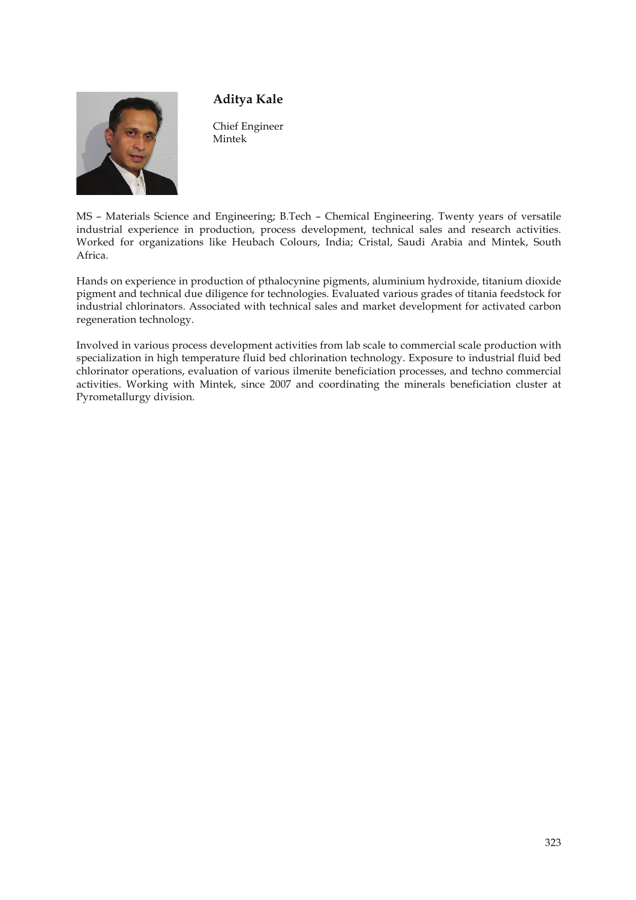## Aditya Kale

Chief Engineer
Mintek

MS – Materials Science and Engineering; B.Tech – Chemical Engineering. Twenty years of versatile industrial experience in production, process development, technical sales and research activities. Worked for organizations like Heubach Colours, India; Cristal, Saudi Arabia and Mintek, South Africa.

Hands on experience in production of pthalocynine pigments, aluminium hydroxide, titanium dioxide pigment and technical due diligence for technologies. Evaluated various grades of titania feedstock for industrial chlorinators. Associated with technical sales and market development for activated carbon regeneration technology.

Involved in various process development activities from lab scale to commercial scale production with specialization in high temperature fluid bed chlorination technology. Exposure to industrial fluid bed chlorinator operations, evaluation of various ilmenite beneficiation processes, and techno commercial activities. Working with Mintek, since 2007 and coordinating the minerals beneficiation cluster at Pyrometallurgy division.